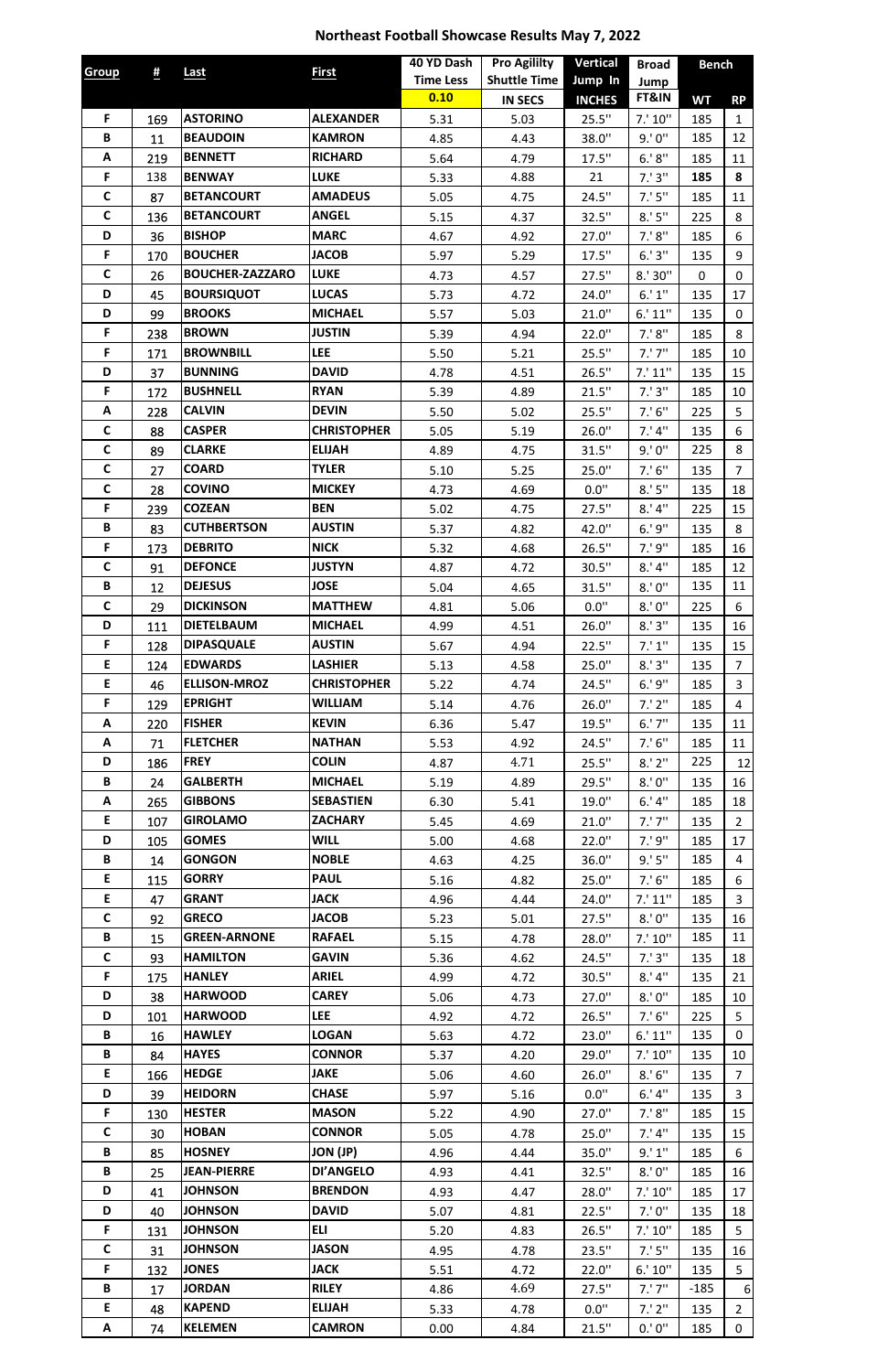# Northeast Football Showcase Results May 7, 2022

| Group | # | Last | First | 40 YD Dash Time Less 0.10 | Pro Agility Shuttle Time IN SECS | Vertical Jump In INCHES | Broad Jump FT&IN | Bench WT | Bench RP |
|---|---|---|---|---|---|---|---|---|---|
| F | 169 | ASTORINO | ALEXANDER | 5.31 | 5.03 | 25.5" | 7.' 10" | 185 | 1 |
| B | 11 | BEAUDOIN | KAMRON | 4.85 | 4.43 | 38.0" | 9.' 0" | 185 | 12 |
| A | 219 | BENNETT | RICHARD | 5.64 | 4.79 | 17.5" | 6.' 8" | 185 | 11 |
| F | 138 | BENWAY | LUKE | 5.33 | 4.88 | 21 | 7.' 3" | 185 | 8 |
| C | 87 | BETANCOURT | AMADEUS | 5.05 | 4.75 | 24.5" | 7.' 5" | 185 | 11 |
| C | 136 | BETANCOURT | ANGEL | 5.15 | 4.37 | 32.5" | 8.' 5" | 225 | 8 |
| D | 36 | BISHOP | MARC | 4.67 | 4.92 | 27.0" | 7.' 8" | 185 | 6 |
| F | 170 | BOUCHER | JACOB | 5.97 | 5.29 | 17.5" | 6.' 3" | 135 | 9 |
| C | 26 | BOUCHER-ZAZZARO | LUKE | 4.73 | 4.57 | 27.5" | 8.' 30" | 0 | 0 |
| D | 45 | BOURSIQUOT | LUCAS | 5.73 | 4.72 | 24.0" | 6.' 1" | 135 | 17 |
| D | 99 | BROOKS | MICHAEL | 5.57 | 5.03 | 21.0" | 6.' 11" | 135 | 0 |
| F | 238 | BROWN | JUSTIN | 5.39 | 4.94 | 22.0" | 7.' 8" | 185 | 8 |
| F | 171 | BROWNBILL | LEE | 5.50 | 5.21 | 25.5" | 7.' 7" | 185 | 10 |
| D | 37 | BUNNING | DAVID | 4.78 | 4.51 | 26.5" | 7.' 11" | 135 | 15 |
| F | 172 | BUSHNELL | RYAN | 5.39 | 4.89 | 21.5" | 7.' 3" | 185 | 10 |
| A | 228 | CALVIN | DEVIN | 5.50 | 5.02 | 25.5" | 7.' 6" | 225 | 5 |
| C | 88 | CASPER | CHRISTOPHER | 5.05 | 5.19 | 26.0" | 7.' 4" | 135 | 6 |
| C | 89 | CLARKE | ELIJAH | 4.89 | 4.75 | 31.5" | 9.' 0" | 225 | 8 |
| C | 27 | COARD | TYLER | 5.10 | 5.25 | 25.0" | 7.' 6" | 135 | 7 |
| C | 28 | COVINO | MICKEY | 4.73 | 4.69 | 0.0" | 8.' 5" | 135 | 18 |
| F | 239 | COZEAN | BEN | 5.02 | 4.75 | 27.5" | 8.' 4" | 225 | 15 |
| B | 83 | CUTHBERTSON | AUSTIN | 5.37 | 4.82 | 42.0" | 6.' 9" | 135 | 8 |
| F | 173 | DEBRITO | NICK | 5.32 | 4.68 | 26.5" | 7.' 9" | 185 | 16 |
| C | 91 | DEFONCE | JUSTYN | 4.87 | 4.72 | 30.5" | 8.' 4" | 185 | 12 |
| B | 12 | DEJESUS | JOSE | 5.04 | 4.65 | 31.5" | 8.' 0" | 135 | 11 |
| C | 29 | DICKINSON | MATTHEW | 4.81 | 5.06 | 0.0" | 8.' 0" | 225 | 6 |
| D | 111 | DIETELBAUM | MICHAEL | 4.99 | 4.51 | 26.0" | 8.' 3" | 135 | 16 |
| F | 128 | DIPASQUALE | AUSTIN | 5.67 | 4.94 | 22.5" | 7.' 1" | 135 | 15 |
| E | 124 | EDWARDS | LASHIER | 5.13 | 4.58 | 25.0" | 8.' 3" | 135 | 7 |
| E | 46 | ELLISON-MROZ | CHRISTOPHER | 5.22 | 4.74 | 24.5" | 6.' 9" | 185 | 3 |
| F | 129 | EPRIGHT | WILLIAM | 5.14 | 4.76 | 26.0" | 7.' 2" | 185 | 4 |
| A | 220 | FISHER | KEVIN | 6.36 | 5.47 | 19.5" | 6.' 7" | 135 | 11 |
| A | 71 | FLETCHER | NATHAN | 5.53 | 4.92 | 24.5" | 7.' 6" | 185 | 11 |
| D | 186 | FREY | COLIN | 4.87 | 4.71 | 25.5" | 8.' 2" | 225 | 12 |
| B | 24 | GALBERTH | MICHAEL | 5.19 | 4.89 | 29.5" | 8.' 0" | 135 | 16 |
| A | 265 | GIBBONS | SEBASTIEN | 6.30 | 5.41 | 19.0" | 6.' 4" | 135 | 18 |
| E | 107 | GIROLAMO | ZACHARY | 5.45 | 4.69 | 21.0" | 7.' 7" | 135 | 2 |
| D | 105 | GOMES | WILL | 5.00 | 4.68 | 22.0" | 7.' 9" | 185 | 17 |
| B | 14 | GONGON | NOBLE | 4.63 | 4.25 | 36.0" | 9.' 5" | 185 | 4 |
| E | 115 | GORRY | PAUL | 5.16 | 4.82 | 25.0" | 7.' 6" | 185 | 6 |
| E | 47 | GRANT | JACK | 4.96 | 4.44 | 24.0" | 7.' 11" | 185 | 3 |
| C | 92 | GRECO | JACOB | 5.23 | 5.01 | 27.5" | 8.' 0" | 135 | 16 |
| B | 15 | GREEN-ARNONE | RAFAEL | 5.15 | 4.78 | 28.0" | 7.' 10" | 185 | 11 |
| C | 93 | HAMILTON | GAVIN | 5.36 | 4.62 | 24.5" | 7.' 3" | 135 | 18 |
| F | 175 | HANLEY | ARIEL | 4.99 | 4.72 | 30.5" | 8.' 4" | 135 | 21 |
| D | 38 | HARWOOD | CAREY | 5.06 | 4.73 | 27.0" | 8.' 0" | 185 | 10 |
| D | 101 | HARWOOD | LEE | 4.92 | 4.72 | 26.5" | 7.' 6" | 225 | 5 |
| B | 16 | HAWLEY | LOGAN | 5.63 | 4.72 | 23.0" | 6.' 11" | 135 | 0 |
| B | 84 | HAYES | CONNOR | 5.37 | 4.20 | 29.0" | 7.' 10" | 185 | 10 |
| E | 166 | HEDGE | JAKE | 5.06 | 4.60 | 26.0" | 8.' 6" | 135 | 7 |
| D | 39 | HEIDORN | CHASE | 5.97 | 5.16 | 0.0" | 6.' 4" | 135 | 3 |
| F | 130 | HESTER | MASON | 5.22 | 4.90 | 27.0" | 7.' 8" | 185 | 15 |
| C | 30 | HOBAN | CONNOR | 5.05 | 4.78 | 25.0" | 7.' 4" | 135 | 15 |
| B | 85 | HOSNEY | JON (JP) | 4.96 | 4.44 | 35.0" | 9.' 1" | 185 | 6 |
| B | 25 | JEAN-PIERRE | DI'ANGELO | 4.93 | 4.41 | 32.5" | 8.' 0" | 185 | 16 |
| D | 41 | JOHNSON | BRENDON | 4.93 | 4.47 | 28.0" | 7.' 10" | 185 | 17 |
| D | 40 | JOHNSON | DAVID | 5.07 | 4.81 | 22.5" | 7.' 0" | 135 | 18 |
| F | 131 | JOHNSON | ELI | 5.20 | 4.83 | 26.5" | 7.' 10" | 185 | 5 |
| C | 31 | JOHNSON | JASON | 4.95 | 4.78 | 23.5" | 7.' 5" | 135 | 16 |
| F | 132 | JONES | JACK | 5.51 | 4.72 | 22.0" | 6.' 10" | 135 | 5 |
| B | 17 | JORDAN | RILEY | 4.86 | 4.69 | 27.5" | 7.' 7" | -185 | 6 |
| E | 48 | KAPEND | ELIJAH | 5.33 | 4.78 | 0.0" | 7.' 2" | 135 | 2 |
| A | 74 | KELEMEN | CAMRON | 0.00 | 4.84 | 21.5" | 0.' 0" | 185 | 0 |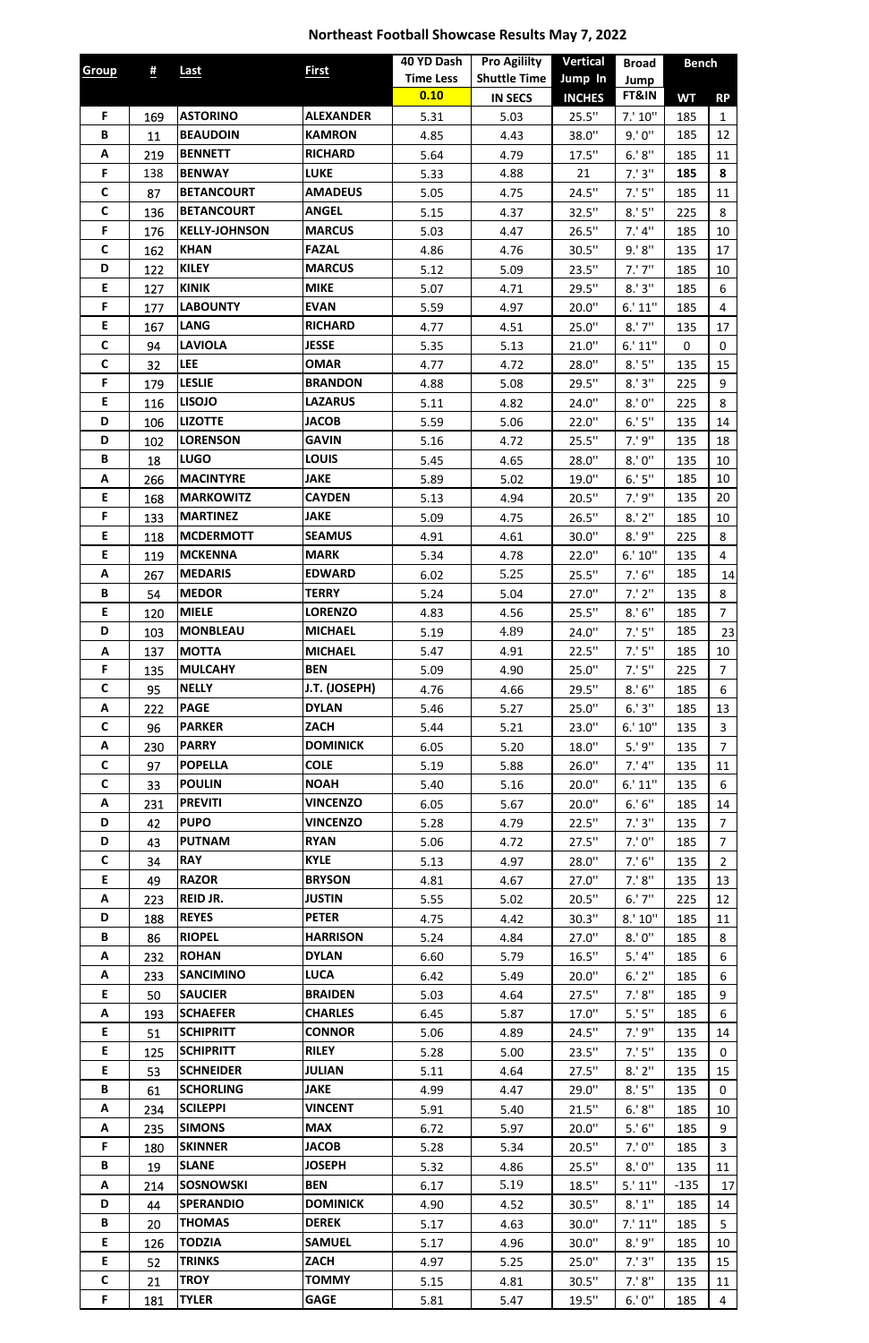## Northeast Football Showcase Results May 7, 2022

| Group | # | Last | First | 40 YD Dash Time Less | Pro Agility Shuttle Time | Vertical Jump In | Broad Jump | Bench | |
|---|---|---|---|---|---|---|---|---|---|
| | | | | 0.10 | IN SECS | INCHES | FT&IN | WT | RP |
| F | 169 | ASTORINO | ALEXANDER | 5.31 | 5.03 | 25.5" | 7.' 10" | 185 | 1 |
| B | 11 | BEAUDOIN | KAMRON | 4.85 | 4.43 | 38.0" | 9.' 0" | 185 | 12 |
| A | 219 | BENNETT | RICHARD | 5.64 | 4.79 | 17.5" | 6.' 8" | 185 | 11 |
| F | 138 | BENWAY | LUKE | 5.33 | 4.88 | 21 | 7.' 3" | **185** | **8** |
| C | 87 | BETANCOURT | AMADEUS | 5.05 | 4.75 | 24.5" | 7.' 5" | 185 | 11 |
| C | 136 | BETANCOURT | ANGEL | 5.15 | 4.37 | 32.5" | 8.' 5" | 225 | 8 |
| F | 176 | KELLY-JOHNSON | MARCUS | 5.03 | 4.47 | 26.5" | 7.' 4" | 185 | 10 |
| C | 162 | KHAN | FAZAL | 4.86 | 4.76 | 30.5" | 9.' 8" | 135 | 17 |
| D | 122 | KILEY | MARCUS | 5.12 | 5.09 | 23.5" | 7.' 7" | 185 | 10 |
| E | 127 | KINIK | MIKE | 5.07 | 4.71 | 29.5" | 8.' 3" | 185 | 6 |
| F | 177 | LABOUNTY | EVAN | 5.59 | 4.97 | 20.0" | 6.' 11" | 185 | 4 |
| E | 167 | LANG | RICHARD | 4.77 | 4.51 | 25.0" | 8.' 7" | 135 | 17 |
| C | 94 | LAVIOLA | JESSE | 5.35 | 5.13 | 21.0" | 6.' 11" | 0 | 0 |
| C | 32 | LEE | OMAR | 4.77 | 4.72 | 28.0" | 8.' 5" | 135 | 15 |
| F | 179 | LESLIE | BRANDON | 4.88 | 5.08 | 29.5" | 8.' 3" | 225 | 9 |
| E | 116 | LISOJO | LAZARUS | 5.11 | 4.82 | 24.0" | 8.' 0" | 225 | 8 |
| D | 106 | LIZOTTE | JACOB | 5.59 | 5.06 | 22.0" | 6.' 5" | 135 | 14 |
| D | 102 | LORENSON | GAVIN | 5.16 | 4.72 | 25.5" | 7.' 9" | 135 | 18 |
| B | 18 | LUGO | LOUIS | 5.45 | 4.65 | 28.0" | 8.' 0" | 135 | 10 |
| A | 266 | MACINTYRE | JAKE | 5.89 | 5.02 | 19.0" | 6.' 5" | 185 | 10 |
| E | 168 | MARKOWITZ | CAYDEN | 5.13 | 4.94 | 20.5" | 7.' 9" | 135 | 20 |
| F | 133 | MARTINEZ | JAKE | 5.09 | 4.75 | 26.5" | 8.' 2" | 185 | 10 |
| E | 118 | MCDERMOTT | SEAMUS | 4.91 | 4.61 | 30.0" | 8.' 9" | 225 | 8 |
| E | 119 | MCKENNA | MARK | 5.34 | 4.78 | 22.0" | 6.' 10" | 135 | 4 |
| A | 267 | MEDARIS | EDWARD | 6.02 | 5.25 | 25.5" | 7.' 6" | 185 | 14 |
| B | 54 | MEDOR | TERRY | 5.24 | 5.04 | 27.0" | 7.' 2" | 135 | 8 |
| E | 120 | MIELE | LORENZO | 4.83 | 4.56 | 25.5" | 8.' 6" | 185 | 7 |
| D | 103 | MONBLEAU | MICHAEL | 5.19 | 4.89 | 24.0" | 7.' 5" | 185 | 23 |
| A | 137 | MOTTA | MICHAEL | 5.47 | 4.91 | 22.5" | 7.' 5" | 185 | 10 |
| F | 135 | MULCAHY | BEN | 5.09 | 4.90 | 25.0" | 7.' 5" | 225 | 7 |
| C | 95 | NELLY | J.T. (JOSEPH) | 4.76 | 4.66 | 29.5" | 8.' 6" | 185 | 6 |
| A | 222 | PAGE | DYLAN | 5.46 | 5.27 | 25.0" | 6.' 3" | 185 | 13 |
| C | 96 | PARKER | ZACH | 5.44 | 5.21 | 23.0" | 6.' 10" | 135 | 3 |
| A | 230 | PARRY | DOMINICK | 6.05 | 5.20 | 18.0" | 5.' 9" | 135 | 7 |
| C | 97 | POPELLA | COLE | 5.19 | 5.88 | 26.0" | 7.' 4" | 135 | 11 |
| C | 33 | POULIN | NOAH | 5.40 | 5.16 | 20.0" | 6.' 11" | 135 | 6 |
| A | 231 | PREVITI | VINCENZO | 6.05 | 5.67 | 20.0" | 6.' 6" | 185 | 14 |
| D | 42 | PUPO | VINCENZO | 5.28 | 4.79 | 22.5" | 7.' 3" | 135 | 7 |
| D | 43 | PUTNAM | RYAN | 5.06 | 4.72 | 27.5" | 7.' 0" | 185 | 7 |
| C | 34 | RAY | KYLE | 5.13 | 4.97 | 28.0" | 7.' 6" | 135 | 2 |
| E | 49 | RAZOR | BRYSON | 4.81 | 4.67 | 27.0" | 7.' 8" | 135 | 13 |
| A | 223 | REID JR. | JUSTIN | 5.55 | 5.02 | 20.5" | 6.' 7" | 225 | 12 |
| D | 188 | REYES | PETER | 4.75 | 4.42 | 30.3" | 8.' 10" | 185 | 11 |
| B | 86 | RIOPEL | HARRISON | 5.24 | 4.84 | 27.0" | 8.' 0" | 185 | 8 |
| A | 232 | ROHAN | DYLAN | 6.60 | 5.79 | 16.5" | 5.' 4" | 185 | 6 |
| A | 233 | SANCIMINO | LUCA | 6.42 | 5.49 | 20.0" | 6.' 2" | 185 | 6 |
| E | 50 | SAUCIER | BRAIDEN | 5.03 | 4.64 | 27.5" | 7.' 8" | 185 | 9 |
| A | 193 | SCHAEFER | CHARLES | 6.45 | 5.87 | 17.0" | 5.' 5" | 185 | 6 |
| E | 51 | SCHIPRITT | CONNOR | 5.06 | 4.89 | 24.5" | 7.' 9" | 135 | 14 |
| E | 125 | SCHIPRITT | RILEY | 5.28 | 5.00 | 23.5" | 7.' 5" | 135 | 0 |
| E | 53 | SCHNEIDER | JULIAN | 5.11 | 4.64 | 27.5" | 8.' 2" | 135 | 15 |
| B | 61 | SCHORLING | JAKE | 4.99 | 4.47 | 29.0" | 8.' 5" | 135 | 0 |
| A | 234 | SCILEPPI | VINCENT | 5.91 | 5.40 | 21.5" | 6.' 8" | 185 | 10 |
| A | 235 | SIMONS | MAX | 6.72 | 5.97 | 20.0" | 5.' 6" | 185 | 9 |
| F | 180 | SKINNER | JACOB | 5.28 | 5.34 | 20.5" | 7.' 0" | 185 | 3 |
| B | 19 | SLANE | JOSEPH | 5.32 | 4.86 | 25.5" | 8.' 0" | 135 | 11 |
| A | 214 | SOSNOWSKI | BEN | 6.17 | 5.19 | 18.5" | 5.' 11" | -135 | 17 |
| D | 44 | SPERANDIO | DOMINICK | 4.90 | 4.52 | 30.5" | 8.' 1" | 185 | 14 |
| B | 20 | THOMAS | DEREK | 5.17 | 4.63 | 30.0" | 7.' 11" | 185 | 5 |
| E | 126 | TODZIA | SAMUEL | 5.17 | 4.96 | 30.0" | 8.' 9" | 185 | 10 |
| E | 52 | TRINKS | ZACH | 4.97 | 5.25 | 25.0" | 7.' 3" | 135 | 15 |
| C | 21 | TROY | TOMMY | 5.15 | 4.81 | 30.5" | 7.' 8" | 135 | 11 |
| F | 181 | TYLER | GAGE | 5.81 | 5.47 | 19.5" | 6.' 0" | 185 | 4 |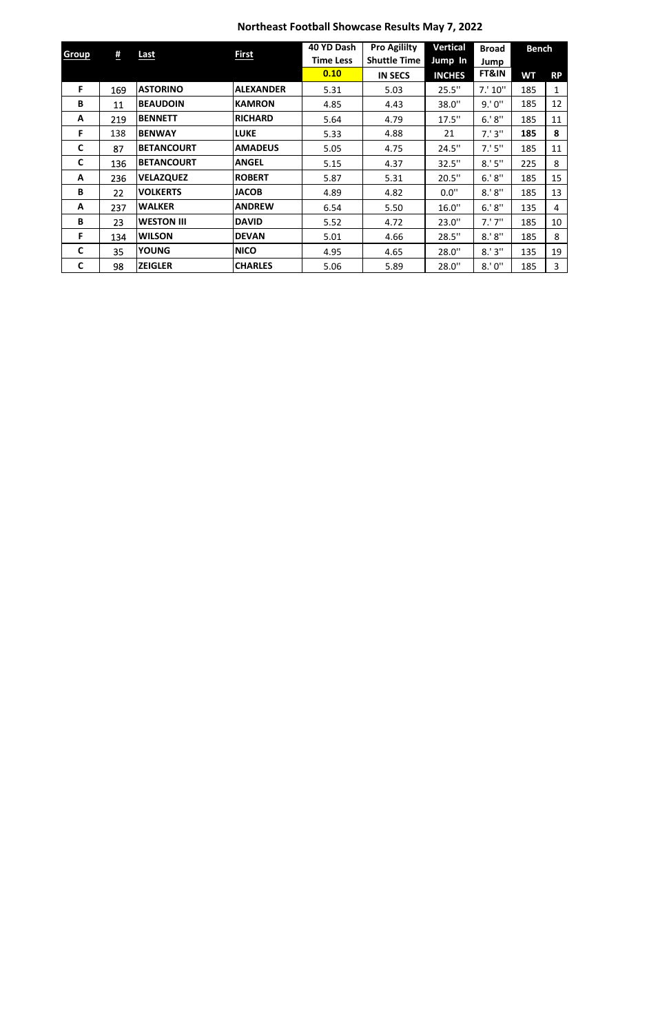## Northeast Football Showcase Results May 7, 2022

| Group | # | Last | First | 40 YD Dash Time Less | Pro Agililty Shuttle Time | Vertical Jump In | Broad Jump | Bench | |
|---|---|---|---|---|---|---|---|---|---|
| | | | | 0.10 | IN SECS | INCHES | FT&IN | WT | RP |
| F | 169 | ASTORINO | ALEXANDER | 5.31 | 5.03 | 25.5'' | 7.' 10'' | 185 | 1 |
| B | 11 | BEAUDOIN | KAMRON | 4.85 | 4.43 | 38.0'' | 9.' 0'' | 185 | 12 |
| A | 219 | BENNETT | RICHARD | 5.64 | 4.79 | 17.5'' | 6.' 8'' | 185 | 11 |
| F | 138 | BENWAY | LUKE | 5.33 | 4.88 | 21 | 7.' 3'' | **185** | **8** |
| C | 87 | BETANCOURT | AMADEUS | 5.05 | 4.75 | 24.5'' | 7.' 5'' | 185 | 11 |
| C | 136 | BETANCOURT | ANGEL | 5.15 | 4.37 | 32.5'' | 8.' 5'' | 225 | 8 |
| A | 236 | VELAZQUEZ | ROBERT | 5.87 | 5.31 | 20.5'' | 6.' 8'' | 185 | 15 |
| B | 22 | VOLKERTS | JACOB | 4.89 | 4.82 | 0.0'' | 8.' 8'' | 185 | 13 |
| A | 237 | WALKER | ANDREW | 6.54 | 5.50 | 16.0'' | 6.' 8'' | 135 | 4 |
| B | 23 | WESTON III | DAVID | 5.52 | 4.72 | 23.0'' | 7.' 7'' | 185 | 10 |
| F | 134 | WILSON | DEVAN | 5.01 | 4.66 | 28.5'' | 8.' 8'' | 185 | 8 |
| C | 35 | YOUNG | NICO | 4.95 | 4.65 | 28.0'' | 8.' 3'' | 135 | 19 |
| C | 98 | ZEIGLER | CHARLES | 5.06 | 5.89 | 28.0'' | 8.' 0'' | 185 | 3 |